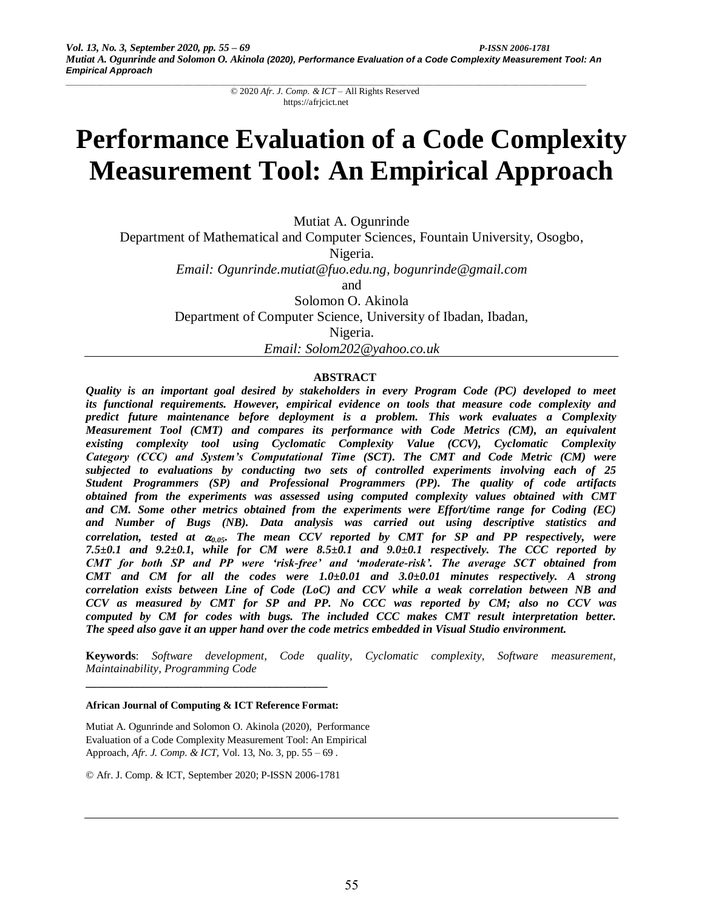# Performance Evaluation of a Code Complexity Measurement Tool: An Empirical Approach

Mutiat A. Ogunrinde
Department of Mathematical and Computer Sciences, Fountain University, Osogbo, Nigeria.
*Email: Ogunrinde.mutiat@fuo.edu.ng, bogunrinde@gmail.com*
and
Solomon O. Akinola
Department of Computer Science, University of Ibadan, Ibadan, Nigeria.
*Email: Solom202@yahoo.co.uk*

## ABSTRACT

***Quality is an important goal desired by stakeholders in every Program Code (PC) developed to meet its functional requirements. However, empirical evidence on tools that measure code complexity and predict future maintenance before deployment is a problem. This work evaluates a Complexity Measurement Tool (CMT) and compares its performance with Code Metrics (CM), an equivalent existing complexity tool using Cyclomatic Complexity Value (CCV), Cyclomatic Complexity Category (CCC) and System's Computational Time (SCT). The CMT and Code Metric (CM) were subjected to evaluations by conducting two sets of controlled experiments involving each of 25 Student Programmers (SP) and Professional Programmers (PP). The quality of code artifacts obtained from the experiments was assessed using computed complexity values obtained with CMT and CM. Some other metrics obtained from the experiments were Effort/time range for Coding (EC) and Number of Bugs (NB). Data analysis was carried out using descriptive statistics and correlation, tested at $\alpha_{0.05}$. The mean CCV reported by CMT for SP and PP respectively, were 7.5±0.1 and 9.2±0.1, while for CM were 8.5±0.1 and 9.0±0.1 respectively. The CCC reported by CMT for both SP and PP were 'risk-free' and 'moderate-risk'. The average SCT obtained from CMT and CM for all the codes were 1.0±0.01 and 3.0±0.01 minutes respectively. A strong correlation exists between Line of Code (LoC) and CCV while a weak correlation between NB and CCV as measured by CMT for SP and PP. No CCC was reported by CM; also no CCV was computed by CM for codes with bugs. The included CCC makes CMT result interpretation better. The speed also gave it an upper hand over the code metrics embedded in Visual Studio environment.***

**Keywords**: *Software development, Code quality, Cyclomatic complexity, Software measurement, Maintainability, Programming Code*

---

**African Journal of Computing & ICT Reference Format:**

Mutiat A. Ogunrinde and Solomon O. Akinola (2020), Performance Evaluation of a Code Complexity Measurement Tool: An Empirical Approach, *Afr. J. Comp. & ICT*, Vol. 13, No. 3, pp. 55 – 69 .

© Afr. J. Comp. & ICT, September 2020; P-ISSN 2006-1781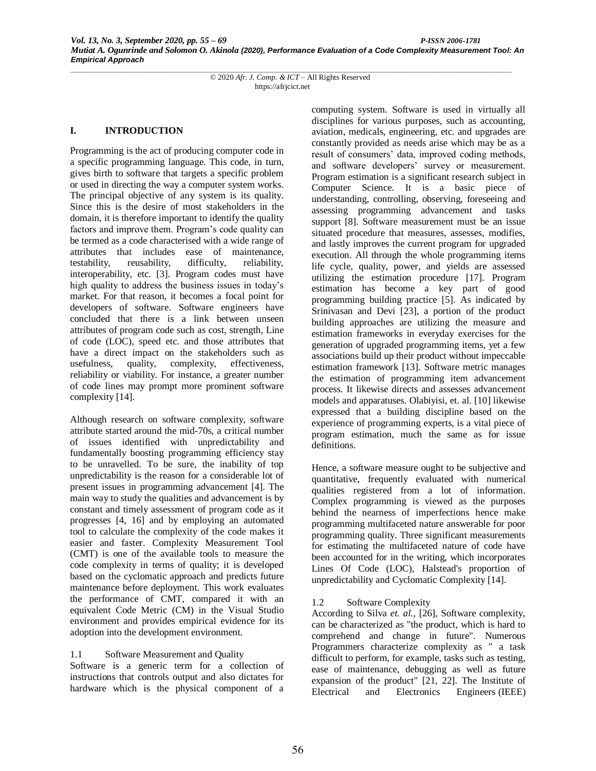## I. INTRODUCTION

Programming is the act of producing computer code in a specific programming language. This code, in turn, gives birth to software that targets a specific problem or used in directing the way a computer system works. The principal objective of any system is its quality. Since this is the desire of most stakeholders in the domain, it is therefore important to identify the quality factors and improve them. Program's code quality can be termed as a code characterised with a wide range of attributes that includes ease of maintenance, testability, reusability, difficulty, reliability, interoperability, etc. [3]. Program codes must have high quality to address the business issues in today's market. For that reason, it becomes a focal point for developers of software. Software engineers have concluded that there is a link between unseen attributes of program code such as cost, strength, Line of code (LOC), speed etc. and those attributes that have a direct impact on the stakeholders such as usefulness, quality, complexity, effectiveness, reliability or viability. For instance, a greater number of code lines may prompt more prominent software complexity [14].

Although research on software complexity, software attribute started around the mid-70s, a critical number of issues identified with unpredictability and fundamentally boosting programming efficiency stay to be unravelled. To be sure, the inability of top unpredictability is the reason for a considerable lot of present issues in programming advancement [4]. The main way to study the qualities and advancement is by constant and timely assessment of program code as it progresses [4, 16] and by employing an automated tool to calculate the complexity of the code makes it easier and faster. Complexity Measurement Tool (CMT) is one of the available tools to measure the code complexity in terms of quality; it is developed based on the cyclomatic approach and predicts future maintenance before deployment. This work evaluates the performance of CMT, compared it with an equivalent Code Metric (CM) in the Visual Studio environment and provides empirical evidence for its adoption into the development environment.

### 1.1 Software Measurement and Quality

Software is a generic term for a collection of instructions that controls output and also dictates for hardware which is the physical component of a computing system. Software is used in virtually all disciplines for various purposes, such as accounting, aviation, medicals, engineering, etc. and upgrades are constantly provided as needs arise which may be as a result of consumers' data, improved coding methods, and software developers' survey or measurement. Program estimation is a significant research subject in Computer Science. It is a basic piece of understanding, controlling, observing, foreseeing and assessing programming advancement and tasks support [8]. Software measurement must be an issue situated procedure that measures, assesses, modifies, and lastly improves the current program for upgraded execution. All through the whole programming items life cycle, quality, power, and yields are assessed utilizing the estimation procedure [17]. Program estimation has become a key part of good programming building practice [5]. As indicated by Srinivasan and Devi [23], a portion of the product building approaches are utilizing the measure and estimation frameworks in everyday exercises for the generation of upgraded programming items, yet a few associations build up their product without impeccable estimation framework [13]. Software metric manages the estimation of programming item advancement process. It likewise directs and assesses advancement models and apparatuses. Olabiyisi, et. al. [10] likewise expressed that a building discipline based on the experience of programming experts, is a vital piece of program estimation, much the same as for issue definitions.

Hence, a software measure ought to be subjective and quantitative, frequently evaluated with numerical qualities registered from a lot of information. Complex programming is viewed as the purposes behind the nearness of imperfections hence make programming multifaceted nature answerable for poor programming quality. Three significant measurements for estimating the multifaceted nature of code have been accounted for in the writing, which incorporates Lines Of Code (LOC), Halstead's proportion of unpredictability and Cyclomatic Complexity [14].

### 1.2 Software Complexity

According to Silva *et. al.*, [26], Software complexity, can be characterized as "the product, which is hard to comprehend and change in future". Numerous Programmers characterize complexity as " a task difficult to perform, for example, tasks such as testing, ease of maintenance, debugging as well as future expansion of the product" [21, 22]. The Institute of Electrical and Electronics Engineers (IEEE)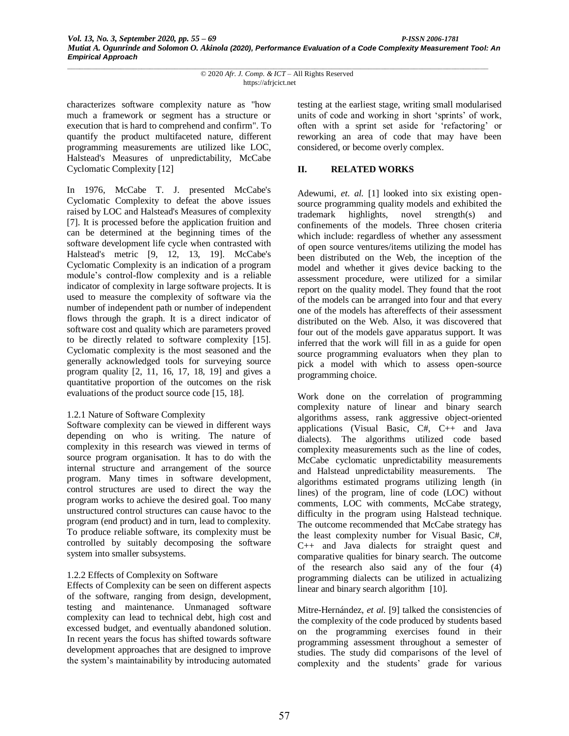characterizes software complexity nature as "how much a framework or segment has a structure or execution that is hard to comprehend and confirm". To quantify the product multifaceted nature, different programming measurements are utilized like LOC, Halstead's Measures of unpredictability, McCabe Cyclomatic Complexity [12]

In 1976, McCabe T. J. presented McCabe's Cyclomatic Complexity to defeat the above issues raised by LOC and Halstead's Measures of complexity [7]. It is processed before the application fruition and can be determined at the beginning times of the software development life cycle when contrasted with Halstead's metric [9, 12, 13, 19]. McCabe's Cyclomatic Complexity is an indication of a program module's control-flow complexity and is a reliable indicator of complexity in large software projects. It is used to measure the complexity of software via the number of independent path or number of independent flows through the graph. It is a direct indicator of software cost and quality which are parameters proved to be directly related to software complexity [15]. Cyclomatic complexity is the most seasoned and the generally acknowledged tools for surveying source program quality [2, 11, 16, 17, 18, 19] and gives a quantitative proportion of the outcomes on the risk evaluations of the product source code [15, 18].

### 1.2.1 Nature of Software Complexity

Software complexity can be viewed in different ways depending on who is writing. The nature of complexity in this research was viewed in terms of source program organisation. It has to do with the internal structure and arrangement of the source program. Many times in software development, control structures are used to direct the way the program works to achieve the desired goal. Too many unstructured control structures can cause havoc to the program (end product) and in turn, lead to complexity. To produce reliable software, its complexity must be controlled by suitably decomposing the software system into smaller subsystems.

### 1.2.2 Effects of Complexity on Software

Effects of Complexity can be seen on different aspects of the software, ranging from design, development, testing and maintenance. Unmanaged software complexity can lead to technical debt, high cost and excessed budget, and eventually abandoned solution. In recent years the focus has shifted towards software development approaches that are designed to improve the system's maintainability by introducing automated testing at the earliest stage, writing small modularised units of code and working in short 'sprints' of work, often with a sprint set aside for 'refactoring' or reworking an area of code that may have been considered, or become overly complex.

## II. RELATED WORKS

Adewumi, *et. al.* [1] looked into six existing open-source programming quality models and exhibited the trademark highlights, novel strength(s) and confinements of the models. Three chosen criteria which include: regardless of whether any assessment of open source ventures/items utilizing the model has been distributed on the Web, the inception of the model and whether it gives device backing to the assessment procedure, were utilized for a similar report on the quality model. They found that the root of the models can be arranged into four and that every one of the models has aftereffects of their assessment distributed on the Web. Also, it was discovered that four out of the models gave apparatus support. It was inferred that the work will fill in as a guide for open source programming evaluators when they plan to pick a model with which to assess open-source programming choice.

Work done on the correlation of programming complexity nature of linear and binary search algorithms assess, rank aggressive object-oriented applications (Visual Basic, C#, C++ and Java dialects). The algorithms utilized code based complexity measurements such as the line of codes, McCabe cyclomatic unpredictability measurements and Halstead unpredictability measurements. The algorithms estimated programs utilizing length (in lines) of the program, line of code (LOC) without comments, LOC with comments, McCabe strategy, difficulty in the program using Halstead technique. The outcome recommended that McCabe strategy has the least complexity number for Visual Basic, C#, C++ and Java dialects for straight quest and comparative qualities for binary search. The outcome of the research also said any of the four (4) programming dialects can be utilized in actualizing linear and binary search algorithm [10].

Mitre-Hernández, *et al.* [9] talked the consistencies of the complexity of the code produced by students based on the programming exercises found in their programming assessment throughout a semester of studies. The study did comparisons of the level of complexity and the students' grade for various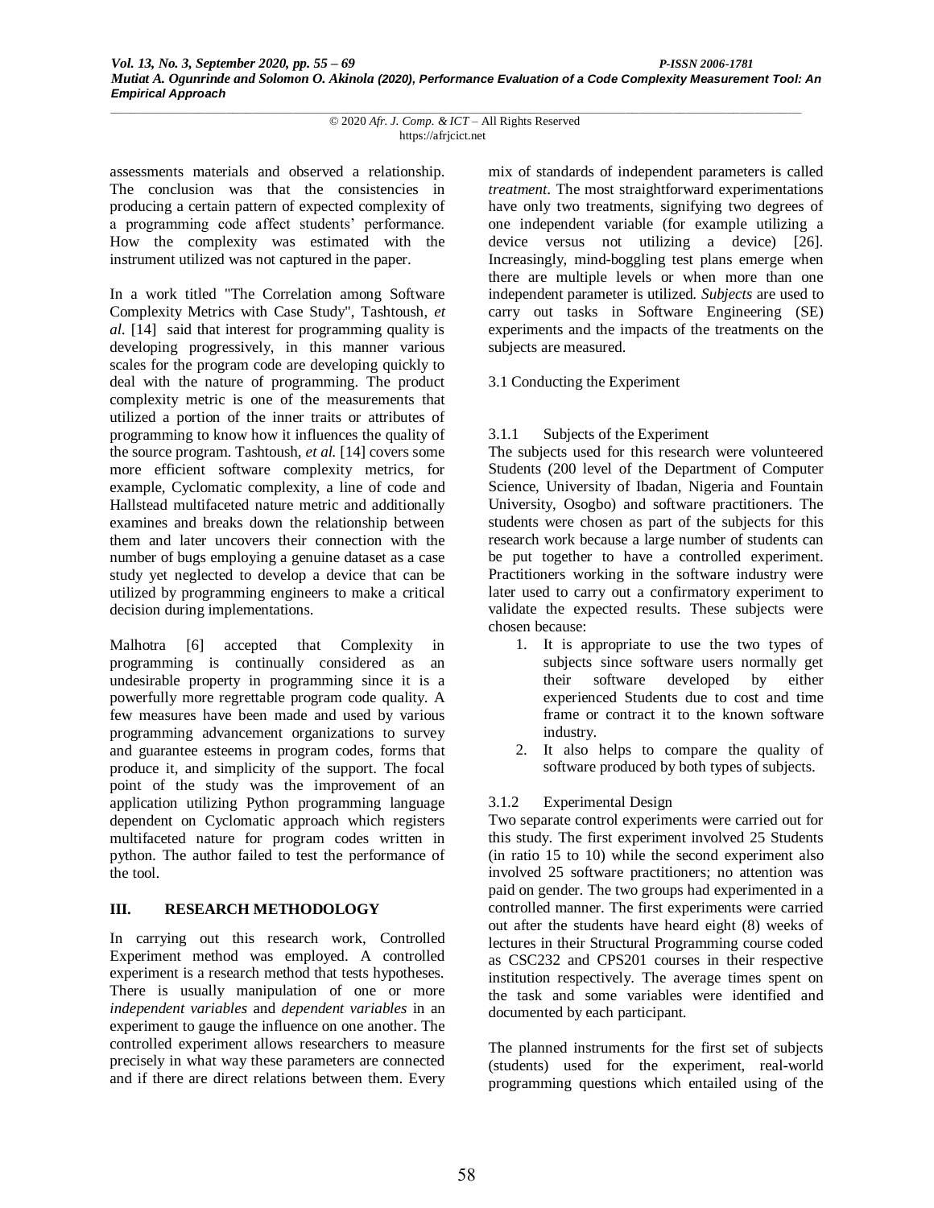assessments materials and observed a relationship. The conclusion was that the consistencies in producing a certain pattern of expected complexity of a programming code affect students' performance. How the complexity was estimated with the instrument utilized was not captured in the paper.

In a work titled "The Correlation among Software Complexity Metrics with Case Study", Tashtoush, *et al.* [14] said that interest for programming quality is developing progressively, in this manner various scales for the program code are developing quickly to deal with the nature of programming. The product complexity metric is one of the measurements that utilized a portion of the inner traits or attributes of programming to know how it influences the quality of the source program. Tashtoush, *et al.* [14] covers some more efficient software complexity metrics, for example, Cyclomatic complexity, a line of code and Hallstead multifaceted nature metric and additionally examines and breaks down the relationship between them and later uncovers their connection with the number of bugs employing a genuine dataset as a case study yet neglected to develop a device that can be utilized by programming engineers to make a critical decision during implementations.

Malhotra [6] accepted that Complexity in programming is continually considered as an undesirable property in programming since it is a powerfully more regrettable program code quality. A few measures have been made and used by various programming advancement organizations to survey and guarantee esteems in program codes, forms that produce it, and simplicity of the support. The focal point of the study was the improvement of an application utilizing Python programming language dependent on Cyclomatic approach which registers multifaceted nature for program codes written in python. The author failed to test the performance of the tool.

## III. RESEARCH METHODOLOGY

In carrying out this research work, Controlled Experiment method was employed. A controlled experiment is a research method that tests hypotheses. There is usually manipulation of one or more *independent variables* and *dependent variables* in an experiment to gauge the influence on one another. The controlled experiment allows researchers to measure precisely in what way these parameters are connected and if there are direct relations between them. Every mix of standards of independent parameters is called *treatment*. The most straightforward experimentations have only two treatments, signifying two degrees of one independent variable (for example utilizing a device versus not utilizing a device) [26]. Increasingly, mind-boggling test plans emerge when there are multiple levels or when more than one independent parameter is utilized. *Subjects* are used to carry out tasks in Software Engineering (SE) experiments and the impacts of the treatments on the subjects are measured.

### 3.1 Conducting the Experiment

#### 3.1.1 Subjects of the Experiment

The subjects used for this research were volunteered Students (200 level of the Department of Computer Science, University of Ibadan, Nigeria and Fountain University, Osogbo) and software practitioners. The students were chosen as part of the subjects for this research work because a large number of students can be put together to have a controlled experiment. Practitioners working in the software industry were later used to carry out a confirmatory experiment to validate the expected results. These subjects were chosen because:

1. It is appropriate to use the two types of subjects since software users normally get their software developed by either experienced Students due to cost and time frame or contract it to the known software industry.
2. It also helps to compare the quality of software produced by both types of subjects.

#### 3.1.2 Experimental Design

Two separate control experiments were carried out for this study. The first experiment involved 25 Students (in ratio 15 to 10) while the second experiment also involved 25 software practitioners; no attention was paid on gender. The two groups had experimented in a controlled manner. The first experiments were carried out after the students have heard eight (8) weeks of lectures in their Structural Programming course coded as CSC232 and CPS201 courses in their respective institution respectively. The average times spent on the task and some variables were identified and documented by each participant.

The planned instruments for the first set of subjects (students) used for the experiment, real-world programming questions which entailed using of the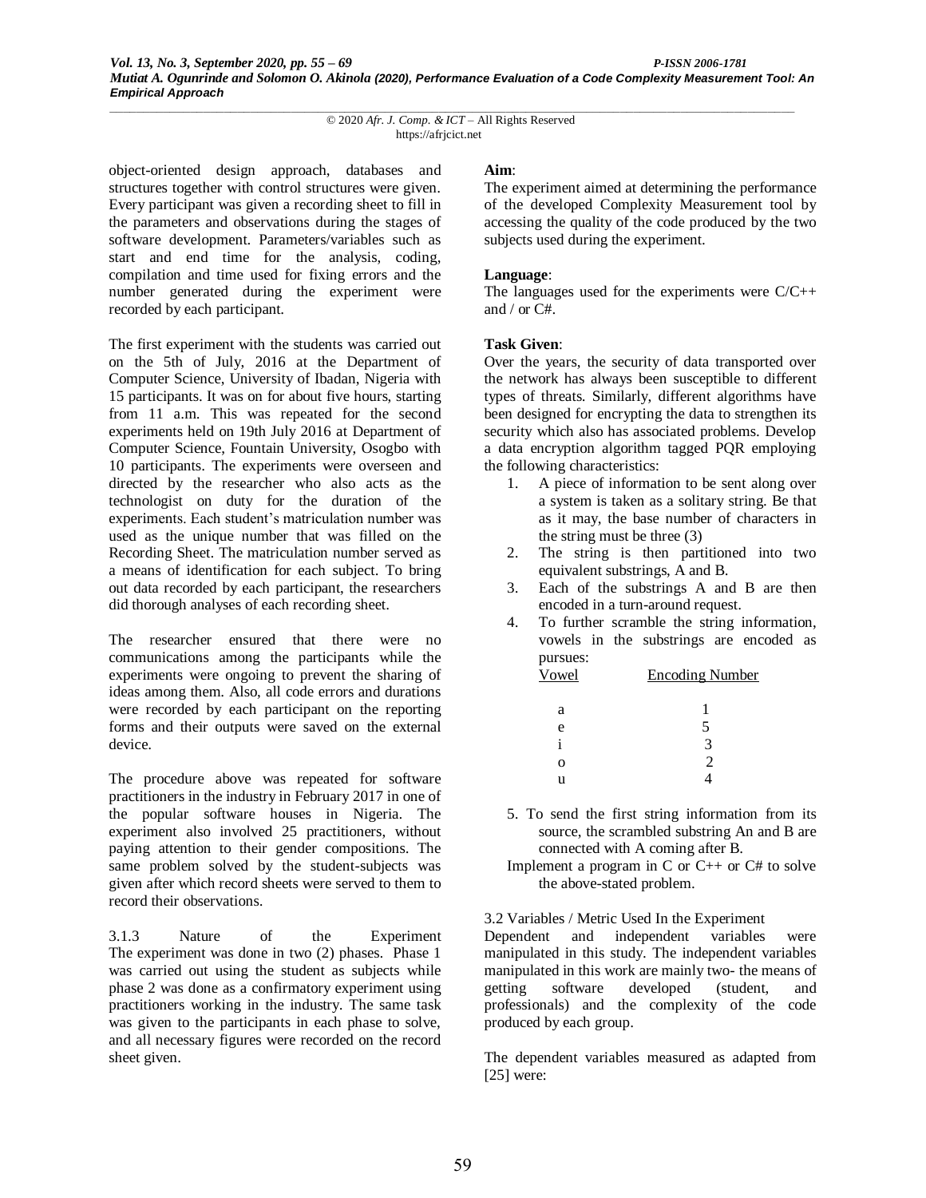object-oriented design approach, databases and structures together with control structures were given. Every participant was given a recording sheet to fill in the parameters and observations during the stages of software development. Parameters/variables such as start and end time for the analysis, coding, compilation and time used for fixing errors and the number generated during the experiment were recorded by each participant.

The first experiment with the students was carried out on the 5th of July, 2016 at the Department of Computer Science, University of Ibadan, Nigeria with 15 participants. It was on for about five hours, starting from 11 a.m. This was repeated for the second experiments held on 19th July 2016 at Department of Computer Science, Fountain University, Osogbo with 10 participants. The experiments were overseen and directed by the researcher who also acts as the technologist on duty for the duration of the experiments. Each student's matriculation number was used as the unique number that was filled on the Recording Sheet. The matriculation number served as a means of identification for each subject. To bring out data recorded by each participant, the researchers did thorough analyses of each recording sheet.

The researcher ensured that there were no communications among the participants while the experiments were ongoing to prevent the sharing of ideas among them. Also, all code errors and durations were recorded by each participant on the reporting forms and their outputs were saved on the external device.

The procedure above was repeated for software practitioners in the industry in February 2017 in one of the popular software houses in Nigeria. The experiment also involved 25 practitioners, without paying attention to their gender compositions. The same problem solved by the student-subjects was given after which record sheets were served to them to record their observations.

#### 3.1.3 Nature of the Experiment

The experiment was done in two (2) phases. Phase 1 was carried out using the student as subjects while phase 2 was done as a confirmatory experiment using practitioners working in the industry. The same task was given to the participants in each phase to solve, and all necessary figures were recorded on the record sheet given.

**Aim**:
The experiment aimed at determining the performance of the developed Complexity Measurement tool by accessing the quality of the code produced by the two subjects used during the experiment.

**Language**:
The languages used for the experiments were C/C++ and / or C#.

**Task Given**:
Over the years, the security of data transported over the network has always been susceptible to different types of threats. Similarly, different algorithms have been designed for encrypting the data to strengthen its security which also has associated problems. Develop a data encryption algorithm tagged PQR employing the following characteristics:

1. A piece of information to be sent along over a system is taken as a solitary string. Be that as it may, the base number of characters in the string must be three (3)
2. The string is then partitioned into two equivalent substrings, A and B.
3. Each of the substrings A and B are then encoded in a turn-around request.
4. To further scramble the string information, vowels in the substrings are encoded as pursues:

| Vowel | Encoding Number |
|---|---|
| a | 1 |
| e | 5 |
| i | 3 |
| o | 2 |
| u | 4 |

5. To send the first string information from its source, the scrambled substring An and B are connected with A coming after B.

Implement a program in C or C++ or C# to solve the above-stated problem.

### 3.2 Variables / Metric Used In the Experiment

Dependent and independent variables were manipulated in this study. The independent variables manipulated in this work are mainly two- the means of getting software developed (student, and professionals) and the complexity of the code produced by each group.

The dependent variables measured as adapted from [25] were: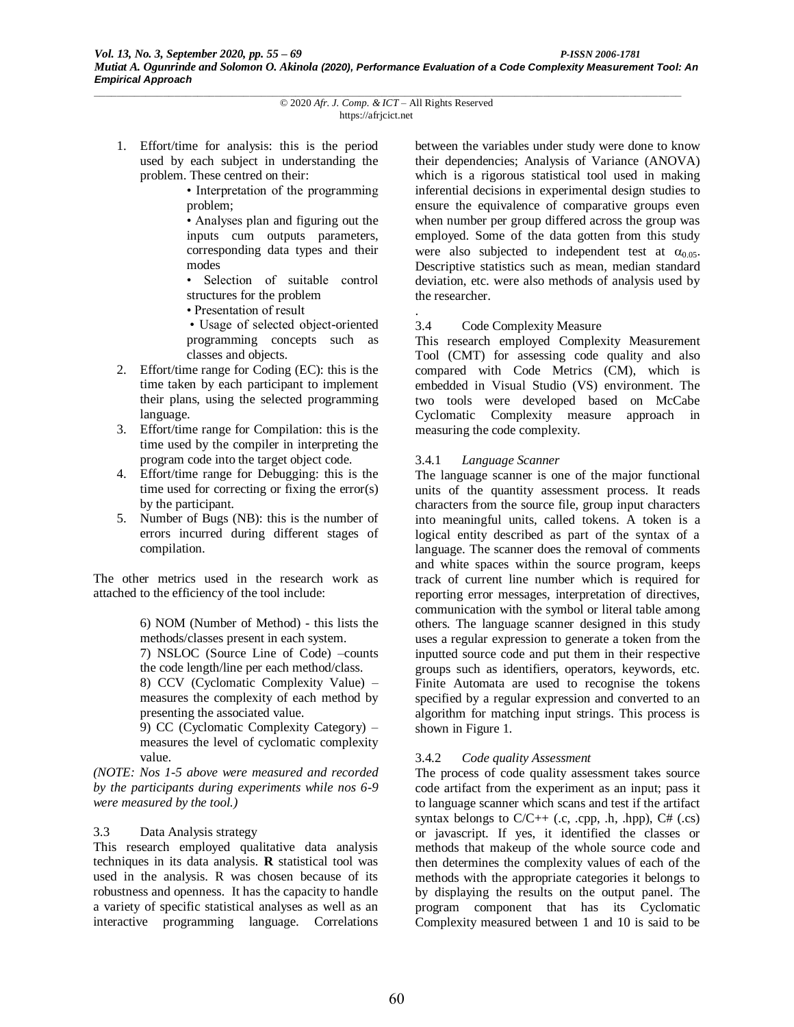1. Effort/time for analysis: this is the period used by each subject in understanding the problem. These centred on their:

    • Interpretation of the programming problem;

    • Analyses plan and figuring out the inputs cum outputs parameters, corresponding data types and their modes

    • Selection of suitable control structures for the problem

    • Presentation of result

    • Usage of selected object-oriented programming concepts such as classes and objects.

2. Effort/time range for Coding (EC): this is the time taken by each participant to implement their plans, using the selected programming language.
3. Effort/time range for Compilation: this is the time used by the compiler in interpreting the program code into the target object code.
4. Effort/time range for Debugging: this is the time used for correcting or fixing the error(s) by the participant.
5. Number of Bugs (NB): this is the number of errors incurred during different stages of compilation.

The other metrics used in the research work as attached to the efficiency of the tool include:

> 6) NOM (Number of Method) - this lists the methods/classes present in each system.
>
> 7) NSLOC (Source Line of Code) –counts the code length/line per each method/class.
>
> 8) CCV (Cyclomatic Complexity Value) – measures the complexity of each method by presenting the associated value.
>
> 9) CC (Cyclomatic Complexity Category) – measures the level of cyclomatic complexity value.

*(NOTE: Nos 1-5 above were measured and recorded by the participants during experiments while nos 6-9 were measured by the tool.)*

### 3.3 Data Analysis strategy

This research employed qualitative data analysis techniques in its data analysis. **R** statistical tool was used in the analysis. R was chosen because of its robustness and openness. It has the capacity to handle a variety of specific statistical analyses as well as an interactive programming language. Correlations between the variables under study were done to know their dependencies; Analysis of Variance (ANOVA) which is a rigorous statistical tool used in making inferential decisions in experimental design studies to ensure the equivalence of comparative groups even when number per group differed across the group was employed. Some of the data gotten from this study were also subjected to independent test at $\alpha_{0.05}$. Descriptive statistics such as mean, median standard deviation, etc. were also methods of analysis used by the researcher.

.

### 3.4 Code Complexity Measure

This research employed Complexity Measurement Tool (CMT) for assessing code quality and also compared with Code Metrics (CM), which is embedded in Visual Studio (VS) environment. The two tools were developed based on McCabe Cyclomatic Complexity measure approach in measuring the code complexity.

#### 3.4.1 *Language Scanner*

The language scanner is one of the major functional units of the quantity assessment process. It reads characters from the source file, group input characters into meaningful units, called tokens. A token is a logical entity described as part of the syntax of a language. The scanner does the removal of comments and white spaces within the source program, keeps track of current line number which is required for reporting error messages, interpretation of directives, communication with the symbol or literal table among others. The language scanner designed in this study uses a regular expression to generate a token from the inputted source code and put them in their respective groups such as identifiers, operators, keywords, etc. Finite Automata are used to recognise the tokens specified by a regular expression and converted to an algorithm for matching input strings. This process is shown in Figure 1.

#### 3.4.2 *Code quality Assessment*

The process of code quality assessment takes source code artifact from the experiment as an input; pass it to language scanner which scans and test if the artifact syntax belongs to C/C++ (.c, .cpp, .h, .hpp), C# (.cs) or javascript. If yes, it identified the classes or methods that makeup of the whole source code and then determines the complexity values of each of the methods with the appropriate categories it belongs to by displaying the results on the output panel. The program component that has its Cyclomatic Complexity measured between 1 and 10 is said to be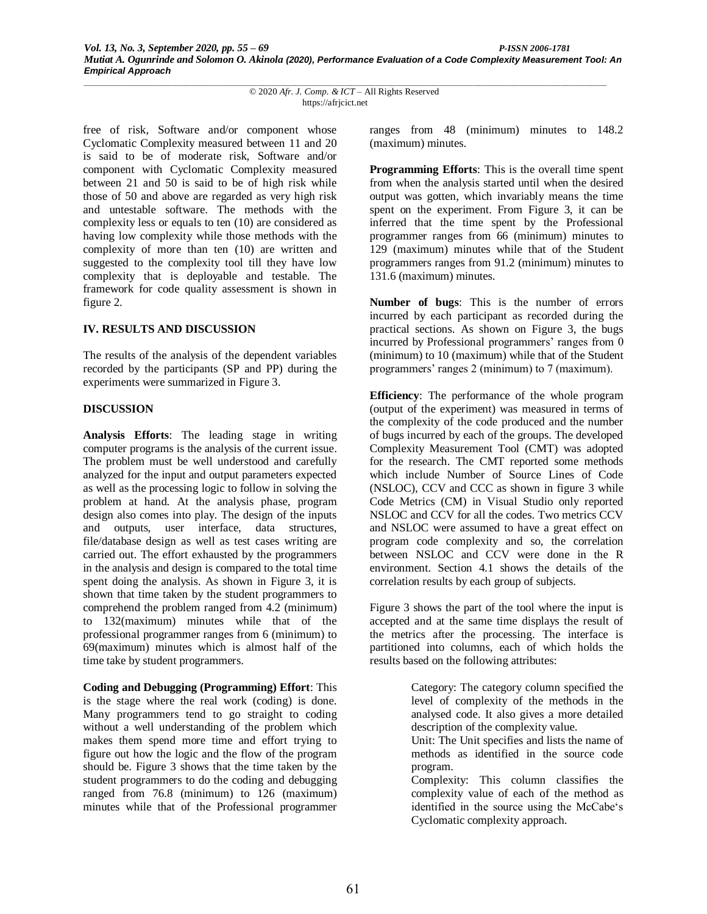free of risk, Software and/or component whose Cyclomatic Complexity measured between 11 and 20 is said to be of moderate risk, Software and/or component with Cyclomatic Complexity measured between 21 and 50 is said to be of high risk while those of 50 and above are regarded as very high risk and untestable software. The methods with the complexity less or equals to ten (10) are considered as having low complexity while those methods with the complexity of more than ten (10) are written and suggested to the complexity tool till they have low complexity that is deployable and testable. The framework for code quality assessment is shown in figure 2.

## IV. RESULTS AND DISCUSSION

The results of the analysis of the dependent variables recorded by the participants (SP and PP) during the experiments were summarized in Figure 3.

### DISCUSSION

**Analysis Efforts**: The leading stage in writing computer programs is the analysis of the current issue. The problem must be well understood and carefully analyzed for the input and output parameters expected as well as the processing logic to follow in solving the problem at hand. At the analysis phase, program design also comes into play. The design of the inputs and outputs, user interface, data structures, file/database design as well as test cases writing are carried out. The effort exhausted by the programmers in the analysis and design is compared to the total time spent doing the analysis. As shown in Figure 3, it is shown that time taken by the student programmers to comprehend the problem ranged from 4.2 (minimum) to 132(maximum) minutes while that of the professional programmer ranges from 6 (minimum) to 69(maximum) minutes which is almost half of the time take by student programmers.

**Coding and Debugging (Programming) Effort**: This is the stage where the real work (coding) is done. Many programmers tend to go straight to coding without a well understanding of the problem which makes them spend more time and effort trying to figure out how the logic and the flow of the program should be. Figure 3 shows that the time taken by the student programmers to do the coding and debugging ranged from 76.8 (minimum) to 126 (maximum) minutes while that of the Professional programmer ranges from 48 (minimum) minutes to 148.2 (maximum) minutes.

**Programming Efforts**: This is the overall time spent from when the analysis started until when the desired output was gotten, which invariably means the time spent on the experiment. From Figure 3, it can be inferred that the time spent by the Professional programmer ranges from 66 (minimum) minutes to 129 (maximum) minutes while that of the Student programmers ranges from 91.2 (minimum) minutes to 131.6 (maximum) minutes.

**Number of bugs**: This is the number of errors incurred by each participant as recorded during the practical sections. As shown on Figure 3, the bugs incurred by Professional programmers' ranges from 0 (minimum) to 10 (maximum) while that of the Student programmers' ranges 2 (minimum) to 7 (maximum).

**Efficiency**: The performance of the whole program (output of the experiment) was measured in terms of the complexity of the code produced and the number of bugs incurred by each of the groups. The developed Complexity Measurement Tool (CMT) was adopted for the research. The CMT reported some methods which include Number of Source Lines of Code (NSLOC), CCV and CCC as shown in figure 3 while Code Metrics (CM) in Visual Studio only reported NSLOC and CCV for all the codes. Two metrics CCV and NSLOC were assumed to have a great effect on program code complexity and so, the correlation between NSLOC and CCV were done in the R environment. Section 4.1 shows the details of the correlation results by each group of subjects.

Figure 3 shows the part of the tool where the input is accepted and at the same time displays the result of the metrics after the processing. The interface is partitioned into columns, each of which holds the results based on the following attributes:

> Category: The category column specified the level of complexity of the methods in the analysed code. It also gives a more detailed description of the complexity value.
>
> Unit: The Unit specifies and lists the name of methods as identified in the source code program.
>
> Complexity: This column classifies the complexity value of each of the method as identified in the source using the McCabe's Cyclomatic complexity approach.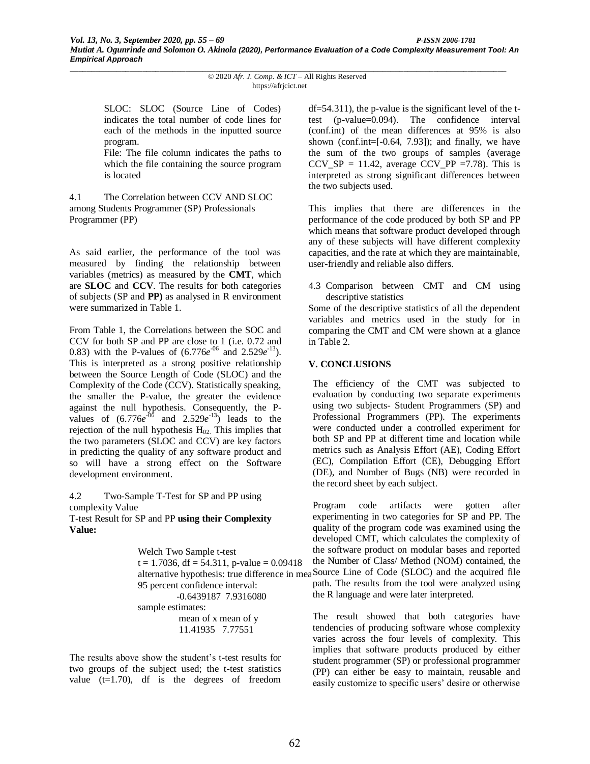SLOC: SLOC (Source Line of Codes) indicates the total number of code lines for each of the methods in the inputted source program.

File: The file column indicates the paths to which the file containing the source program is located

4.1 The Correlation between CCV AND SLOC among Students Programmer (SP) Professionals Programmer (PP)

As said earlier, the performance of the tool was measured by finding the relationship between variables (metrics) as measured by the **CMT**, which are **SLOC** and **CCV**. The results for both categories of subjects (SP and **PP)** as analysed in R environment were summarized in Table 1.

From Table 1, the Correlations between the SOC and CCV for both SP and PP are close to 1 (i.e. 0.72 and 0.83) with the P-values of ($6.776e^{-06}$ and $2.529e^{-13}$). This is interpreted as a strong positive relationship between the Source Length of Code (SLOC) and the Complexity of the Code (CCV). Statistically speaking, the smaller the P-value, the greater the evidence against the null hypothesis. Consequently, the P-values of ($6.776e^{-06}$ and $2.529e^{-13}$) leads to the rejection of the null hypothesis $H_{02}$. This implies that the two parameters (SLOC and CCV) are key factors in predicting the quality of any software product and so will have a strong effect on the Software development environment.

4.2 Two-Sample T-Test for SP and PP using complexity Value

T-test Result for SP and PP **using their Complexity Value:**

```
Welch Two Sample t-test
t = 1.7036, df = 54.311, p-value = 0.09418
alternative hypothesis: true difference in mea
95 percent confidence interval:
      -0.6439187 7.9316080
sample estimates:
      mean of x mean of y
      11.41935   7.77551
```

The results above show the student's t-test results for two groups of the subject used; the t-test statistics value (t=1.70), df is the degrees of freedom df=54.311), the p-value is the significant level of the t-test (p-value=0.094). The confidence interval (conf.int) of the mean differences at 95% is also shown (conf.int=[-0.64, 7.93]); and finally, we have the sum of the two groups of samples (average CCV_SP = 11.42, average CCV_PP =7.78). This is interpreted as strong significant differences between the two subjects used.

This implies that there are differences in the performance of the code produced by both SP and PP which means that software product developed through any of these subjects will have different complexity capacities, and the rate at which they are maintainable, user-friendly and reliable also differs.

4.3 Comparison between CMT and CM using descriptive statistics

Some of the descriptive statistics of all the dependent variables and metrics used in the study for in comparing the CMT and CM were shown at a glance in Table 2.

## V. CONCLUSIONS

The efficiency of the CMT was subjected to evaluation by conducting two separate experiments using two subjects- Student Programmers (SP) and Professional Programmers (PP). The experiments were conducted under a controlled experiment for both SP and PP at different time and location while metrics such as Analysis Effort (AE), Coding Effort (EC), Compilation Effort (CE), Debugging Effort (DE), and Number of Bugs (NB) were recorded in the record sheet by each subject.

Program code artifacts were gotten after experimenting in two categories for SP and PP. The quality of the program code was examined using the developed CMT, which calculates the complexity of the software product on modular bases and reported the Number of Class/ Method (NOM) contained, the Source Line of Code (SLOC) and the acquired file path. The results from the tool were analyzed using the R language and were later interpreted.

The result showed that both categories have tendencies of producing software whose complexity varies across the four levels of complexity. This implies that software products produced by either student programmer (SP) or professional programmer (PP) can either be easy to maintain, reusable and easily customize to specific users' desire or otherwise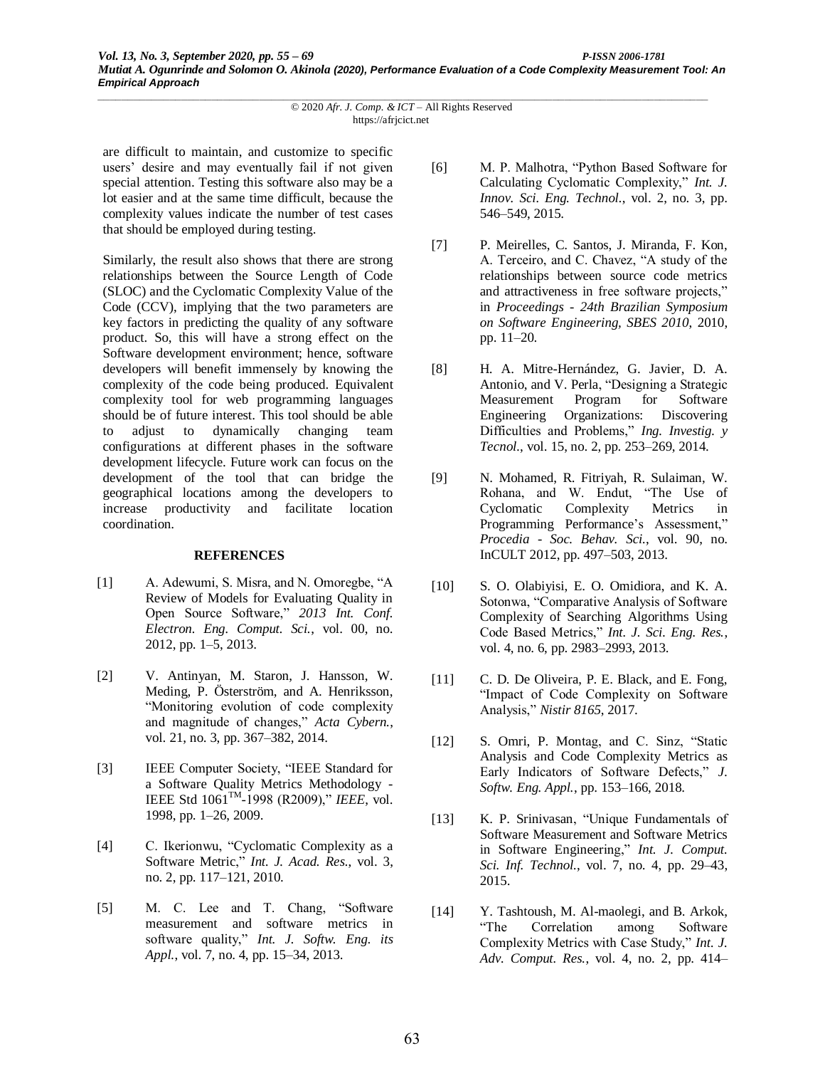are difficult to maintain, and customize to specific users' desire and may eventually fail if not given special attention. Testing this software also may be a lot easier and at the same time difficult, because the complexity values indicate the number of test cases that should be employed during testing.

Similarly, the result also shows that there are strong relationships between the Source Length of Code (SLOC) and the Cyclomatic Complexity Value of the Code (CCV), implying that the two parameters are key factors in predicting the quality of any software product. So, this will have a strong effect on the Software development environment; hence, software developers will benefit immensely by knowing the complexity of the code being produced. Equivalent complexity tool for web programming languages should be of future interest. This tool should be able to adjust to dynamically changing team configurations at different phases in the software development lifecycle. Future work can focus on the development of the tool that can bridge the geographical locations among the developers to increase productivity and facilitate location coordination.

## REFERENCES

[1] A. Adewumi, S. Misra, and N. Omoregbe, "A Review of Models for Evaluating Quality in Open Source Software," *2013 Int. Conf. Electron. Eng. Comput. Sci.*, vol. 00, no. 2012, pp. 1–5, 2013.

[2] V. Antinyan, M. Staron, J. Hansson, W. Meding, P. Österström, and A. Henriksson, "Monitoring evolution of code complexity and magnitude of changes," *Acta Cybern.*, vol. 21, no. 3, pp. 367–382, 2014.

[3] IEEE Computer Society, "IEEE Standard for a Software Quality Metrics Methodology - IEEE Std 1061TM-1998 (R2009)," *IEEE*, vol. 1998, pp. 1–26, 2009.

[4] C. Ikerionwu, "Cyclomatic Complexity as a Software Metric," *Int. J. Acad. Res.*, vol. 3, no. 2, pp. 117–121, 2010.

[5] M. C. Lee and T. Chang, "Software measurement and software metrics in software quality," *Int. J. Softw. Eng. its Appl.*, vol. 7, no. 4, pp. 15–34, 2013.

[6] M. P. Malhotra, "Python Based Software for Calculating Cyclomatic Complexity," *Int. J. Innov. Sci. Eng. Technol.*, vol. 2, no. 3, pp. 546–549, 2015.

[7] P. Meirelles, C. Santos, J. Miranda, F. Kon, A. Terceiro, and C. Chavez, "A study of the relationships between source code metrics and attractiveness in free software projects," in *Proceedings - 24th Brazilian Symposium on Software Engineering, SBES 2010*, 2010, pp. 11–20.

[8] H. A. Mitre-Hernández, G. Javier, D. A. Antonio, and V. Perla, "Designing a Strategic Measurement Program for Software Engineering Organizations: Discovering Difficulties and Problems," *Ing. Investig. y Tecnol.*, vol. 15, no. 2, pp. 253–269, 2014.

[9] N. Mohamed, R. Fitriyah, R. Sulaiman, W. Rohana, and W. Endut, "The Use of Cyclomatic Complexity Metrics in Programming Performance's Assessment," *Procedia - Soc. Behav. Sci.*, vol. 90, no. InCULT 2012, pp. 497–503, 2013.

[10] S. O. Olabiyisi, E. O. Omidiora, and K. A. Sotonwa, "Comparative Analysis of Software Complexity of Searching Algorithms Using Code Based Metrics," *Int. J. Sci. Eng. Res.*, vol. 4, no. 6, pp. 2983–2993, 2013.

[11] C. D. De Oliveira, P. E. Black, and E. Fong, "Impact of Code Complexity on Software Analysis," *Nistir 8165*, 2017.

[12] S. Omri, P. Montag, and C. Sinz, "Static Analysis and Code Complexity Metrics as Early Indicators of Software Defects," *J. Softw. Eng. Appl.*, pp. 153–166, 2018.

[13] K. P. Srinivasan, "Unique Fundamentals of Software Measurement and Software Metrics in Software Engineering," *Int. J. Comput. Sci. Inf. Technol.*, vol. 7, no. 4, pp. 29–43, 2015.

[14] Y. Tashtoush, M. Al-maolegi, and B. Arkok, "The Correlation among Software Complexity Metrics with Case Study," *Int. J. Adv. Comput. Res.*, vol. 4, no. 2, pp. 414–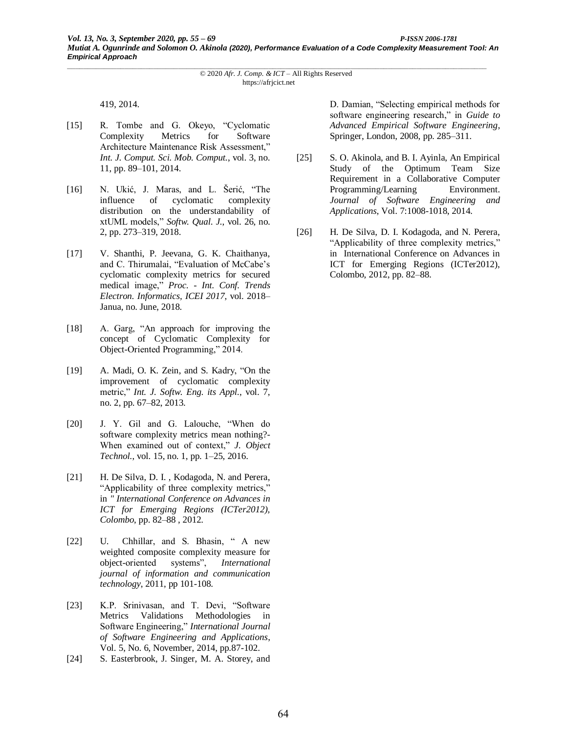419, 2014.

[15] R. Tombe and G. Okeyo, "Cyclomatic Complexity Metrics for Software Architecture Maintenance Risk Assessment," *Int. J. Comput. Sci. Mob. Comput.*, vol. 3, no. 11, pp. 89–101, 2014.

[16] N. Ukić, J. Maras, and L. Šerić, "The influence of cyclomatic complexity distribution on the understandability of xtUML models," *Softw. Qual. J.*, vol. 26, no. 2, pp. 273–319, 2018.

[17] V. Shanthi, P. Jeevana, G. K. Chaithanya, and C. Thirumalai, "Evaluation of McCabe's cyclomatic complexity metrics for secured medical image," *Proc. - Int. Conf. Trends Electron. Informatics, ICEI 2017*, vol. 2018–Janua, no. June, 2018.

[18] A. Garg, "An approach for improving the concept of Cyclomatic Complexity for Object-Oriented Programming," 2014.

[19] A. Madi, O. K. Zein, and S. Kadry, "On the improvement of cyclomatic complexity metric," *Int. J. Softw. Eng. its Appl.*, vol. 7, no. 2, pp. 67–82, 2013.

[20] J. Y. Gil and G. Lalouche, "When do software complexity metrics mean nothing?- When examined out of context," *J. Object Technol.*, vol. 15, no. 1, pp. 1–25, 2016.

[21] H. De Silva, D. I. , Kodagoda, N. and Perera, "Applicability of three complexity metrics," in *" International Conference on Advances in ICT for Emerging Regions (ICTer2012), Colombo*, pp. 82–88 , 2012.

[22] U. Chhillar, and S. Bhasin, " A new weighted composite complexity measure for object-oriented systems", *International journal of information and communication technology*, 2011, pp 101-108.

[23] K.P. Srinivasan, and T. Devi, "Software Metrics Validations Methodologies in Software Engineering," *International Journal of Software Engineering and Applications*, Vol. 5, No. 6, November, 2014, pp.87-102.

[24] S. Easterbrook, J. Singer, M. A. Storey, and D. Damian, "Selecting empirical methods for software engineering research," in *Guide to Advanced Empirical Software Engineering*, Springer, London, 2008, pp. 285–311.

[25] S. O. Akinola, and B. I. Ayinla, An Empirical Study of the Optimum Team Size Requirement in a Collaborative Computer Programming/Learning Environment. *Journal of Software Engineering and Applications*, Vol. 7:1008-1018, 2014.

[26] H. De Silva, D. I. Kodagoda, and N. Perera, "Applicability of three complexity metrics," in International Conference on Advances in ICT for Emerging Regions (ICTer2012), Colombo, 2012, pp. 82–88.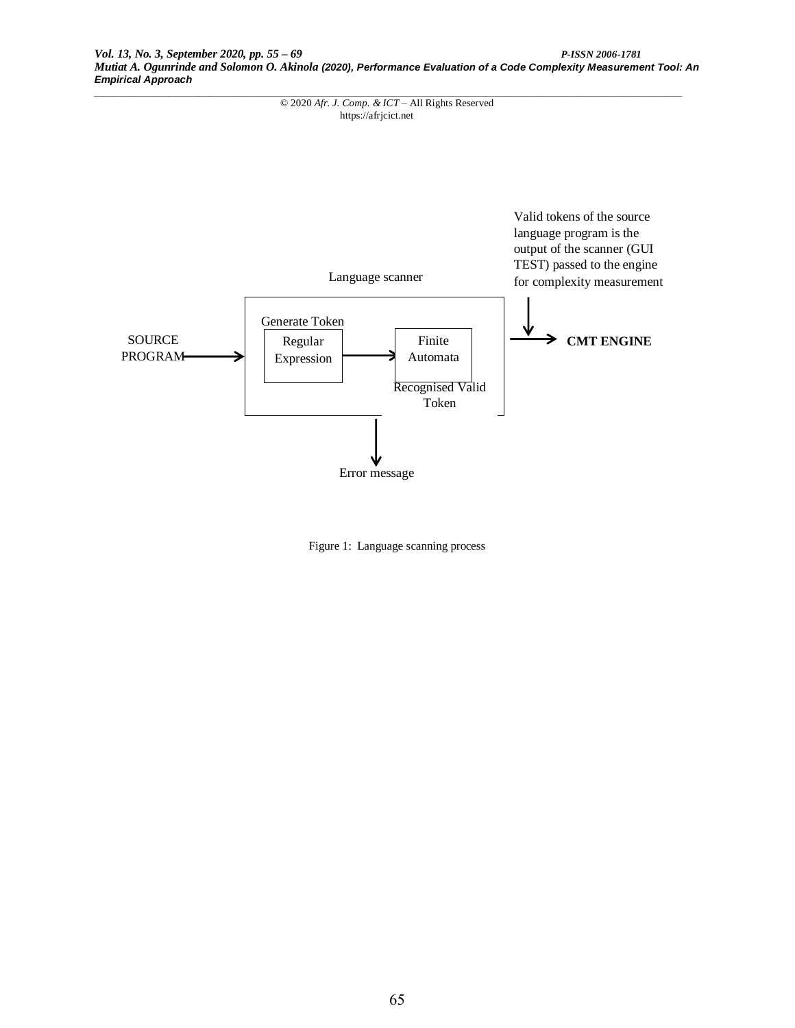Valid tokens of the source language program is the output of the scanner (GUI TEST) passed to the engine for complexity measurement

Language scanner

Generate Token

SOURCE PROGRAM

Regular Expression

Finite Automata

Recognised Valid Token

**CMT ENGINE**

Error message

Figure 1: Language scanning process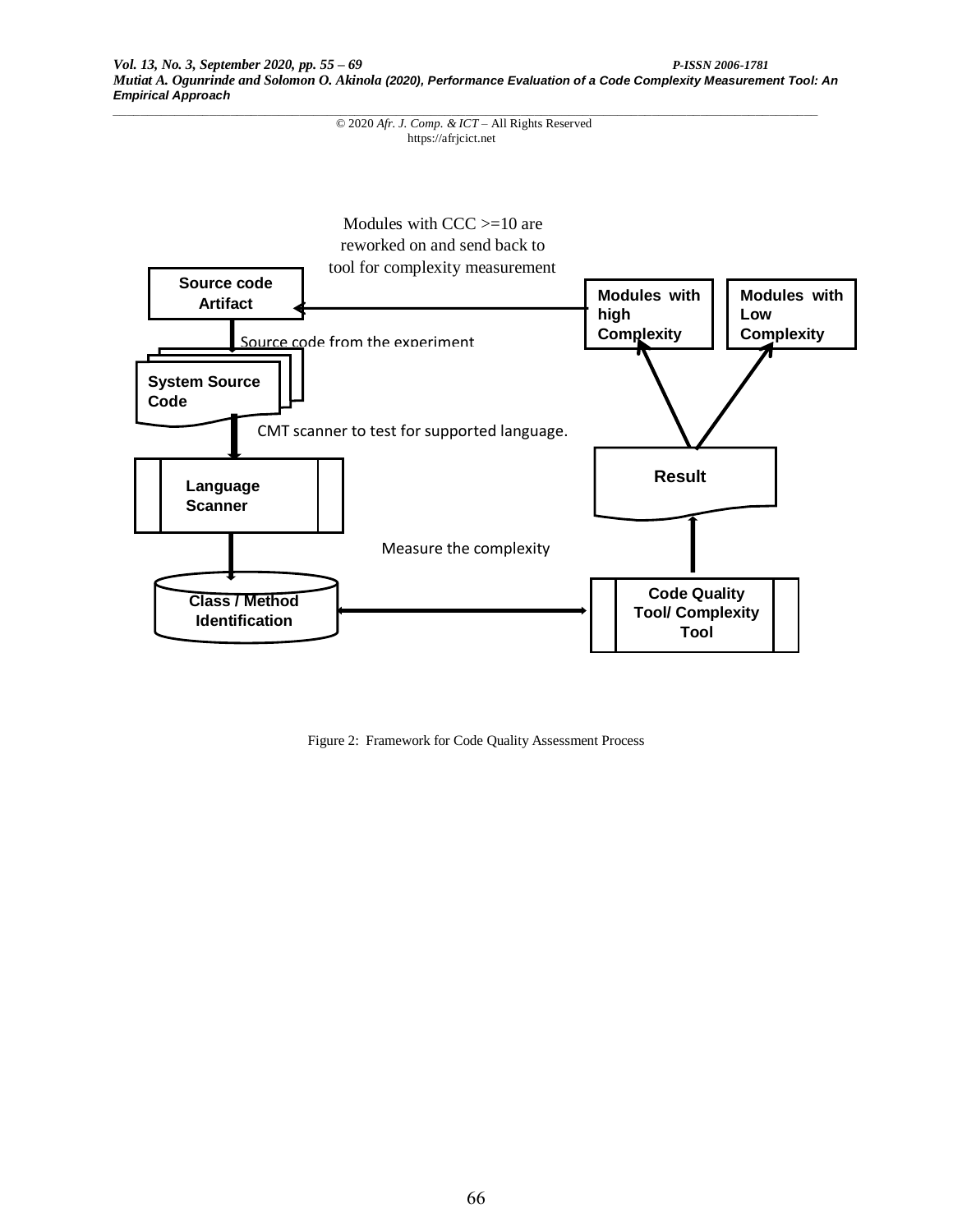Modules with CCC >=10 are reworked on and send back to tool for complexity measurement

Source code Artifact

Modules with high Complexity

Modules with Low Complexity

Source code from the experiment

System Source Code

CMT scanner to test for supported language.

Result

Language Scanner

Measure the complexity

Class / Method Identification

Code Quality Tool/ Complexity Tool

Figure 2: Framework for Code Quality Assessment Process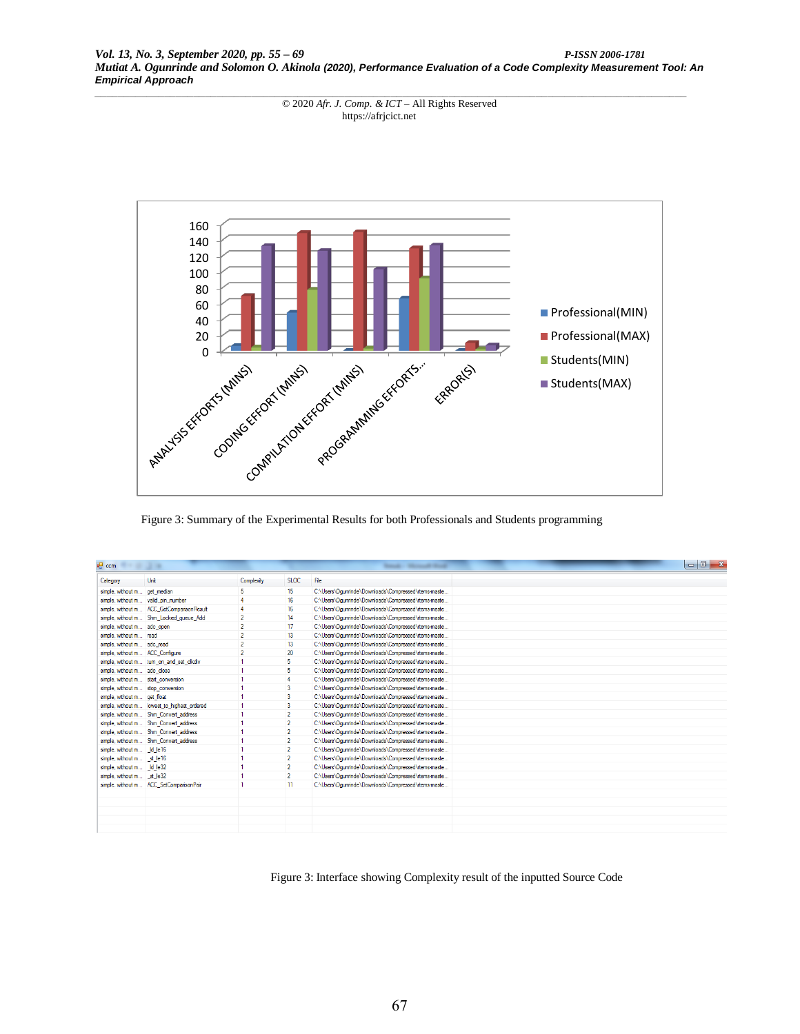Figure 3: Summary of the Experimental Results for both Professionals and Students programming

| Category | Unit | Complexity | SLOC | File |
|---|---|---|---|---|
| simple, without m... | get_median | 5 | 15 | C:\Users\Ogunrinde\Downloads\Compressed\items-maste... |
| simple, without m... | valid_pin_number | 4 | 16 | C:\Users\Ogunrinde\Downloads\Compressed\items-maste... |
| simple, without m... | ACC_GetComparisonResult | 4 | 16 | C:\Users\Ogunrinde\Downloads\Compressed\items-maste... |
| simple, without m... | Shm_Locked_queue_Add | 2 | 14 | C:\Users\Ogunrinde\Downloads\Compressed\items-maste... |
| simple, without m... | adc_open | 2 | 17 | C:\Users\Ogunrinde\Downloads\Compressed\items-maste... |
| simple, without m... | read | 2 | 13 | C:\Users\Ogunrinde\Downloads\Compressed\items-maste... |
| simple, without m... | adc_read | 2 | 13 | C:\Users\Ogunrinde\Downloads\Compressed\items-maste... |
| simple, without m... | ACC_Configure | 2 | 20 | C:\Users\Ogunrinde\Downloads\Compressed\items-maste... |
| simple, without m... | turn_on_and_set_clkdiv | 1 | 5 | C:\Users\Ogunrinde\Downloads\Compressed\items-maste... |
| simple, without m... | adc_close | 1 | 5 | C:\Users\Ogunrinde\Downloads\Compressed\items-maste... |
| simple, without m... | start_conversion | 1 | 4 | C:\Users\Ogunrinde\Downloads\Compressed\items-maste... |
| simple, without m... | stop_conversion | 1 | 3 | C:\Users\Ogunrinde\Downloads\Compressed\items-maste... |
| simple, without m... | get_float | 1 | 3 | C:\Users\Ogunrinde\Downloads\Compressed\items-maste... |
| simple, without m... | lowest_to_highest_ordered | 1 | 3 | C:\Users\Ogunrinde\Downloads\Compressed\items-maste... |
| simple, without m... | Shm_Convert_address | 1 | 2 | C:\Users\Ogunrinde\Downloads\Compressed\items-maste... |
| simple, without m... | Shm_Convert_address | 1 | 2 | C:\Users\Ogunrinde\Downloads\Compressed\items-maste... |
| simple, without m... | Shm_Convert_address | 1 | 2 | C:\Users\Ogunrinde\Downloads\Compressed\items-maste... |
| simple, without m... | Shm_Convert_address | 1 | 2 | C:\Users\Ogunrinde\Downloads\Compressed\items-maste... |
| simple, without m... | _ld_le16 | 1 | 2 | C:\Users\Ogunrinde\Downloads\Compressed\items-maste... |
| simple, without m... | _st_le16 | 1 | 2 | C:\Users\Ogunrinde\Downloads\Compressed\items-maste... |
| simple, without m... | _ld_le32 | 1 | 2 | C:\Users\Ogunrinde\Downloads\Compressed\items-maste... |
| simple, without m... | _st_le32 | 1 | 2 | C:\Users\Ogunrinde\Downloads\Compressed\items-maste... |
| simple, without m... | ACC_SetComparisonPair | 1 | 11 | C:\Users\Ogunrinde\Downloads\Compressed\items-maste... |

Figure 3: Interface showing Complexity result of the inputted Source Code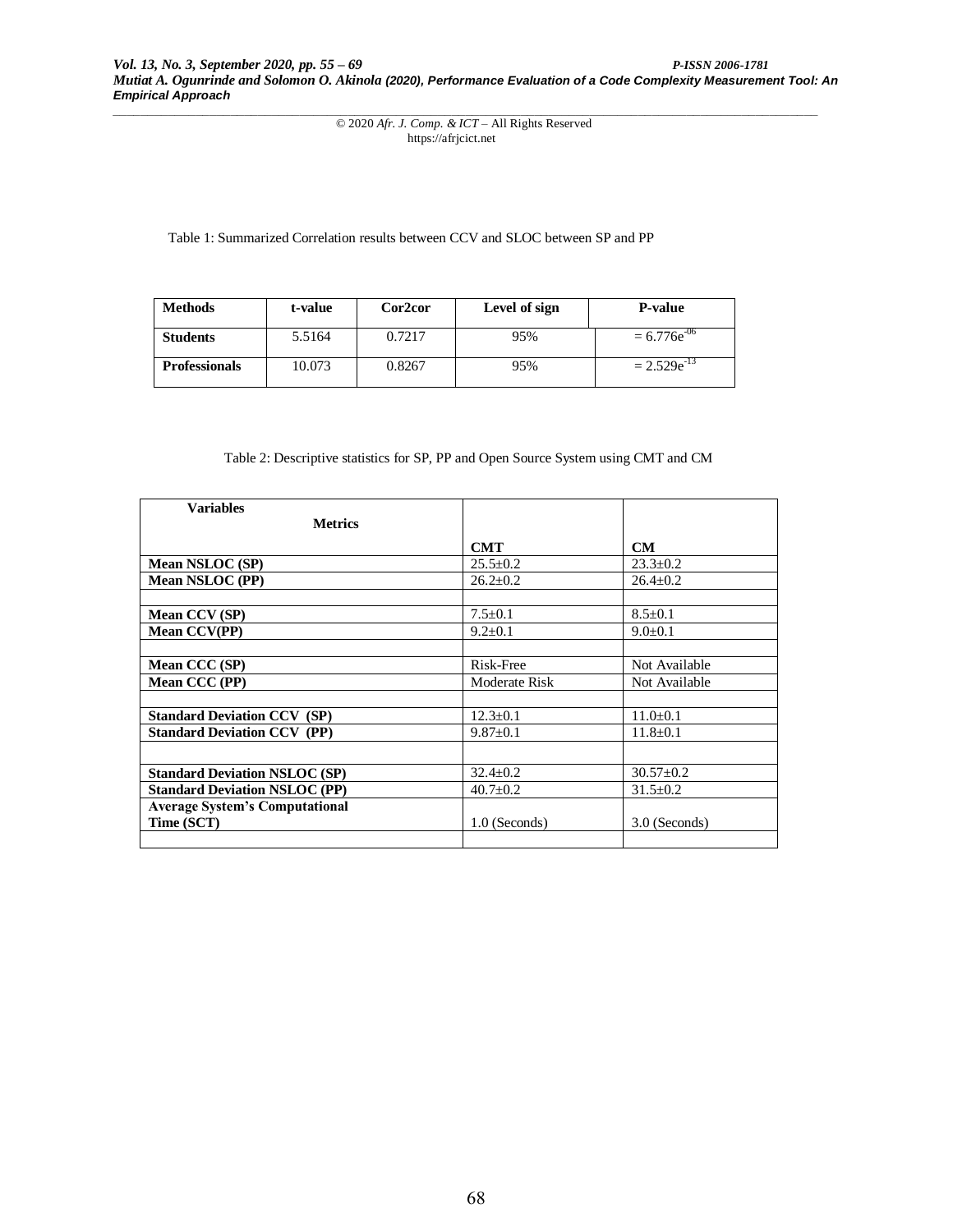Table 1: Summarized Correlation results between CCV and SLOC between SP and PP

| Methods | t-value | Cor2cor | Level of sign | P-value |
| --- | --- | --- | --- | --- |
| **Students** | 5.5164 | 0.7217 | 95% | $= 6.776e^{-06}$ |
| **Professionals** | 10.073 | 0.8267 | 95% | $= 2.529e^{-13}$ |

Table 2: Descriptive statistics for SP, PP and Open Source System using CMT and CM

| Variables / Metrics | CMT | CM |
| --- | --- | --- |
| **Mean NSLOC (SP)** | 25.5±0.2 | 23.3±0.2 |
| **Mean NSLOC (PP)** | 26.2±0.2 | 26.4±0.2 |
| | | |
| **Mean CCV (SP)** | 7.5±0.1 | 8.5±0.1 |
| **Mean CCV(PP)** | 9.2±0.1 | 9.0±0.1 |
| | | |
| **Mean CCC (SP)** | Risk-Free | Not Available |
| **Mean CCC (PP)** | Moderate Risk | Not Available |
| | | |
| **Standard Deviation CCV (SP)** | 12.3±0.1 | 11.0±0.1 |
| **Standard Deviation CCV (PP)** | 9.87±0.1 | 11.8±0.1 |
| | | |
| **Standard Deviation NSLOC (SP)** | 32.4±0.2 | 30.57±0.2 |
| **Standard Deviation NSLOC (PP)** | 40.7±0.2 | 31.5±0.2 |
| **Average System's Computational Time (SCT)** | 1.0 (Seconds) | 3.0 (Seconds) |
| | | |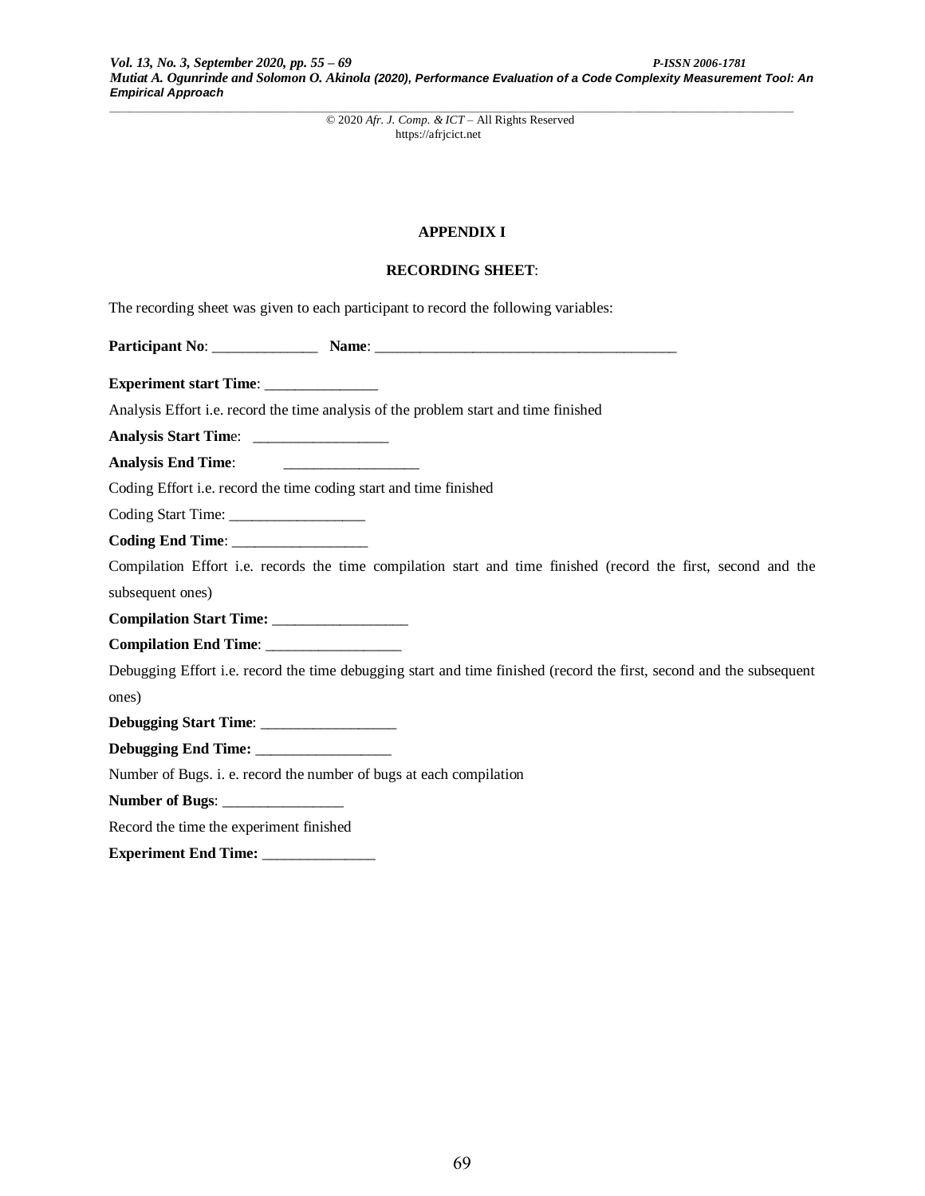## APPENDIX I

### RECORDING SHEET:

The recording sheet was given to each participant to record the following variables:

**Participant No**: ______________ **Name**: ________________________________________

**Experiment start Time**: _______________

Analysis Effort i.e. record the time analysis of the problem start and time finished

**Analysis Start Tim**e: __________________

**Analysis End Time**: __________________

Coding Effort i.e. record the time coding start and time finished

Coding Start Time: __________________

**Coding End Time**: __________________

Compilation Effort i.e. records the time compilation start and time finished (record the first, second and the subsequent ones)

**Compilation Start Time:** __________________

**Compilation End Time**: __________________

Debugging Effort i.e. record the time debugging start and time finished (record the first, second and the subsequent ones)

**Debugging Start Time**: __________________

**Debugging End Time:** __________________

Number of Bugs. i. e. record the number of bugs at each compilation

**Number of Bugs**: ________________

Record the time the experiment finished

**Experiment End Time:** _______________